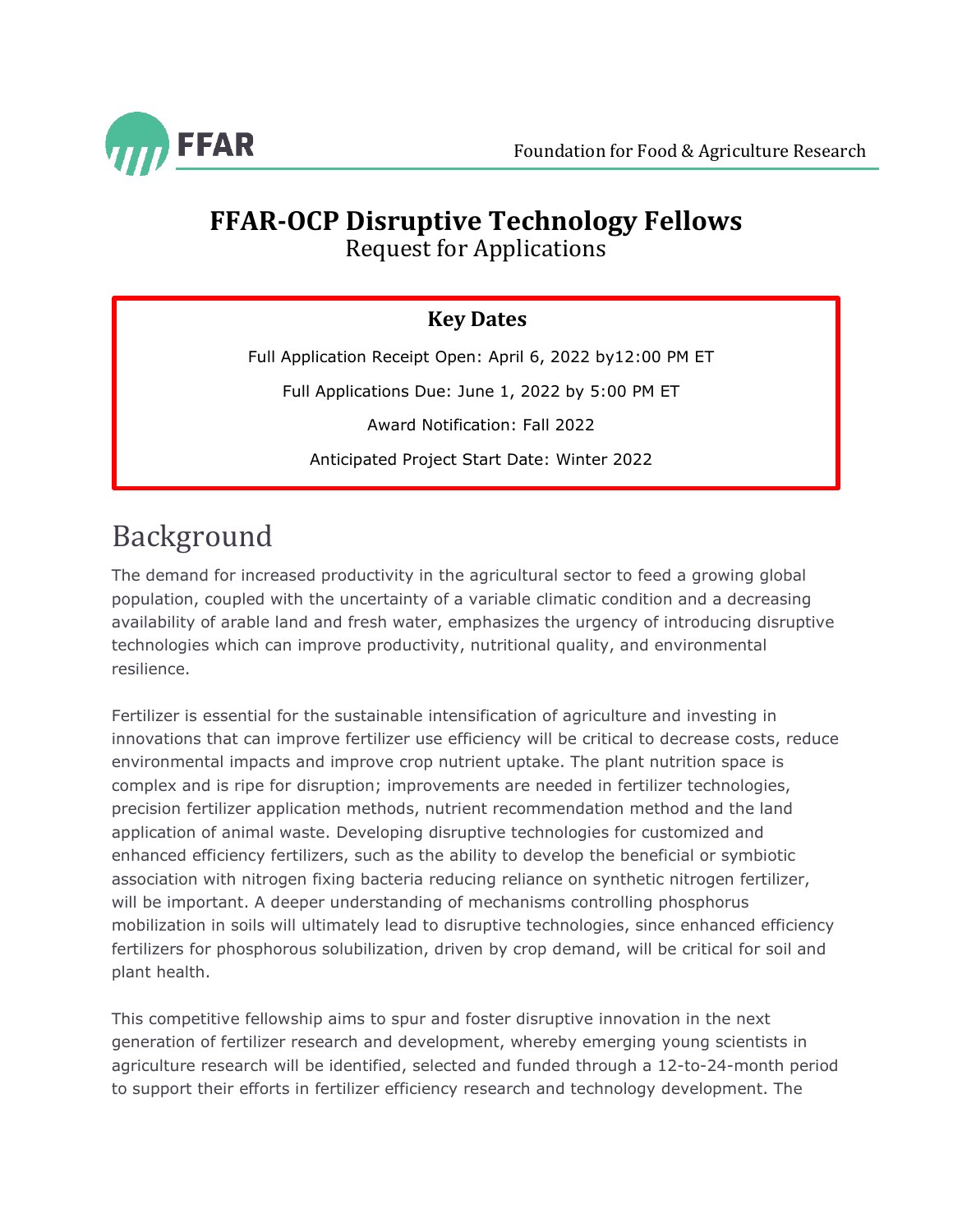# FFAR-OCP Disruptive Technology Fellows

Request for Applications

**Key Dates**

Full Application Receipt Open: April 6, 2022 by12:00 PM ET

Full Applications Due: June 1, 2022 by 5:00 PM ET

Award Notification: Fall 2022

Anticipated Project Start Date: Winter 2022

## Background

The demand for increased productivity in the agricultural sector to feed a growing global population, coupled with the uncertainty of a variable climatic condition and a decreasing availability of arable land and fresh water, emphasizes the urgency of introducing disruptive technologies which can improve productivity, nutritional quality, and environmental resilience.

Fertilizer is essential for the sustainable intensification of agriculture and investing in innovations that can improve fertilizer use efficiency will be critical to decrease costs, reduce environmental impacts and improve crop nutrient uptake. The plant nutrition space is complex and is ripe for disruption; improvements are needed in fertilizer technologies, precision fertilizer application methods, nutrient recommendation method and the land application of animal waste. Developing disruptive technologies for customized and enhanced efficiency fertilizers, such as the ability to develop the beneficial or symbiotic association with nitrogen fixing bacteria reducing reliance on synthetic nitrogen fertilizer, will be important. A deeper understanding of mechanisms controlling phosphorus mobilization in soils will ultimately lead to disruptive technologies, since enhanced efficiency fertilizers for phosphorous solubilization, driven by crop demand, will be critical for soil and plant health.

This competitive fellowship aims to spur and foster disruptive innovation in the next generation of fertilizer research and development, whereby emerging young scientists in agriculture research will be identified, selected and funded through a 12-to-24-month period to support their efforts in fertilizer efficiency research and technology development. The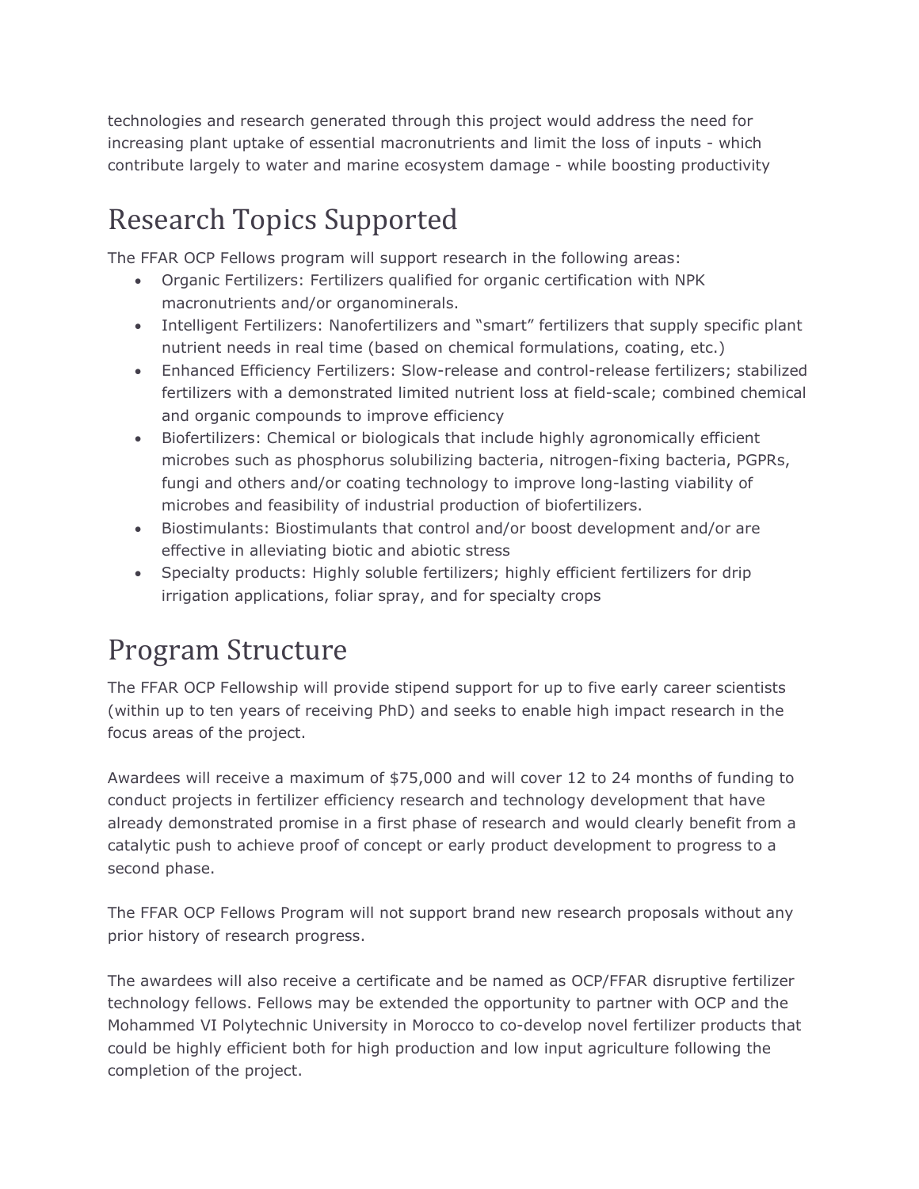technologies and research generated through this project would address the need for increasing plant uptake of essential macronutrients and limit the loss of inputs - which contribute largely to water and marine ecosystem damage - while boosting productivity

## Research Topics Supported

The FFAR OCP Fellows program will support research in the following areas:

- Organic Fertilizers: Fertilizers qualified for organic certification with NPK macronutrients and/or organominerals.
- Intelligent Fertilizers: Nanofertilizers and "smart" fertilizers that supply specific plant nutrient needs in real time (based on chemical formulations, coating, etc.)
- Enhanced Efficiency Fertilizers: Slow-release and control-release fertilizers; stabilized fertilizers with a demonstrated limited nutrient loss at field-scale; combined chemical and organic compounds to improve efficiency
- Biofertilizers: Chemical or biologicals that include highly agronomically efficient microbes such as phosphorus solubilizing bacteria, nitrogen-fixing bacteria, PGPRs, fungi and others and/or coating technology to improve long-lasting viability of microbes and feasibility of industrial production of biofertilizers.
- Biostimulants: Biostimulants that control and/or boost development and/or are effective in alleviating biotic and abiotic stress
- Specialty products: Highly soluble fertilizers; highly efficient fertilizers for drip irrigation applications, foliar spray, and for specialty crops

## Program Structure

The FFAR OCP Fellowship will provide stipend support for up to five early career scientists (within up to ten years of receiving PhD) and seeks to enable high impact research in the focus areas of the project.

Awardees will receive a maximum of $75,000 and will cover 12 to 24 months of funding to conduct projects in fertilizer efficiency research and technology development that have already demonstrated promise in a first phase of research and would clearly benefit from a catalytic push to achieve proof of concept or early product development to progress to a second phase.

The FFAR OCP Fellows Program will not support brand new research proposals without any prior history of research progress.

The awardees will also receive a certificate and be named as OCP/FFAR disruptive fertilizer technology fellows. Fellows may be extended the opportunity to partner with OCP and the Mohammed VI Polytechnic University in Morocco to co-develop novel fertilizer products that could be highly efficient both for high production and low input agriculture following the completion of the project.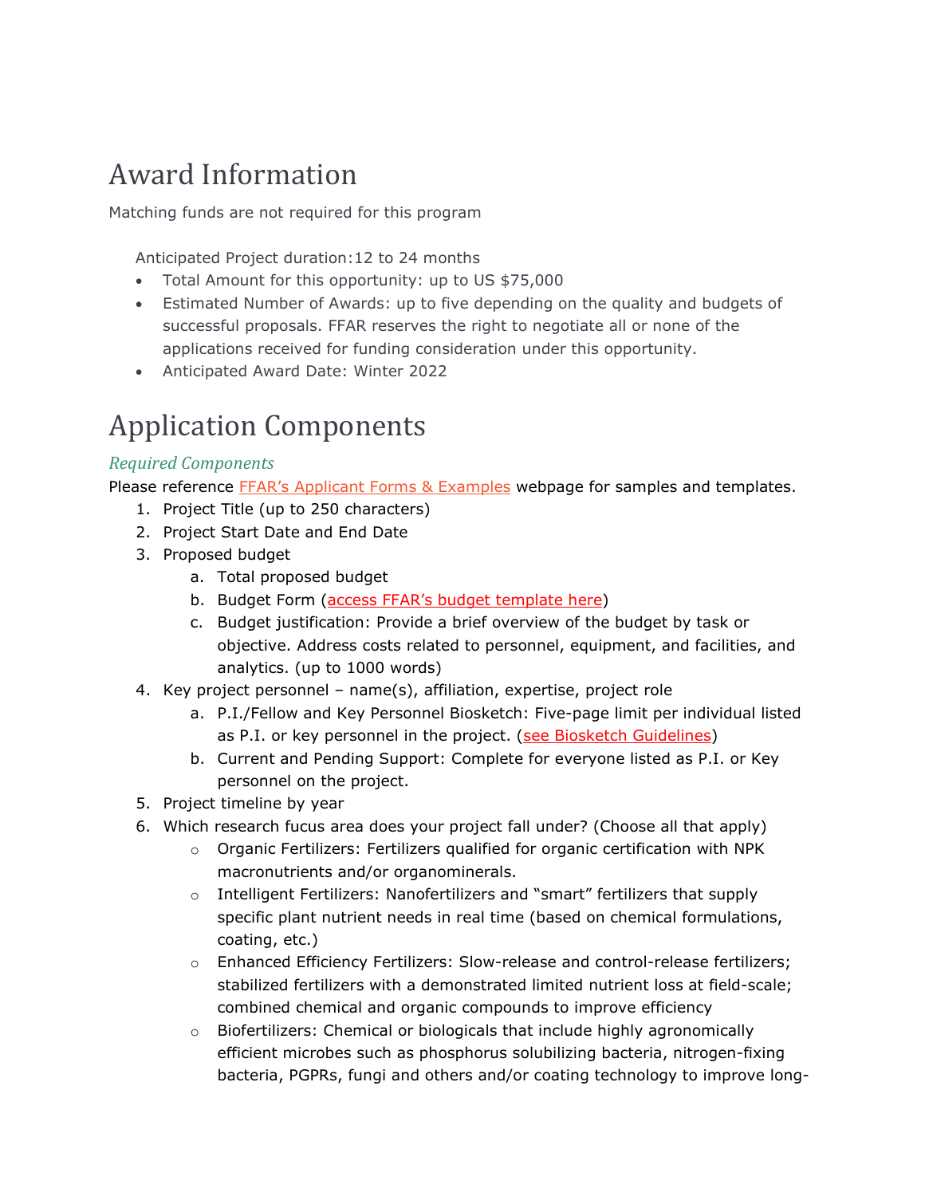# Award Information

Matching funds are not required for this program

Anticipated Project duration:12 to 24 months

- Total Amount for this opportunity: up to US $75,000
- Estimated Number of Awards: up to five depending on the quality and budgets of successful proposals. FFAR reserves the right to negotiate all or none of the applications received for funding consideration under this opportunity.
- Anticipated Award Date: Winter 2022

# Application Components

### *Required Components*

Please reference FFAR's Applicant Forms & Examples webpage for samples and templates.

1. Project Title (up to 250 characters)
2. Project Start Date and End Date
3. Proposed budget
   a. Total proposed budget
   b. Budget Form (access FFAR's budget template here)
   c. Budget justification: Provide a brief overview of the budget by task or objective. Address costs related to personnel, equipment, and facilities, and analytics. (up to 1000 words)
4. Key project personnel – name(s), affiliation, expertise, project role
   a. P.I./Fellow and Key Personnel Biosketch: Five-page limit per individual listed as P.I. or key personnel in the project. (see Biosketch Guidelines)
   b. Current and Pending Support: Complete for everyone listed as P.I. or Key personnel on the project.
5. Project timeline by year
6. Which research fucus area does your project fall under? (Choose all that apply)
   - Organic Fertilizers: Fertilizers qualified for organic certification with NPK macronutrients and/or organominerals.
   - Intelligent Fertilizers: Nanofertilizers and "smart" fertilizers that supply specific plant nutrient needs in real time (based on chemical formulations, coating, etc.)
   - Enhanced Efficiency Fertilizers: Slow-release and control-release fertilizers; stabilized fertilizers with a demonstrated limited nutrient loss at field-scale; combined chemical and organic compounds to improve efficiency
   - Biofertilizers: Chemical or biologicals that include highly agronomically efficient microbes such as phosphorus solubilizing bacteria, nitrogen-fixing bacteria, PGPRs, fungi and others and/or coating technology to improve long-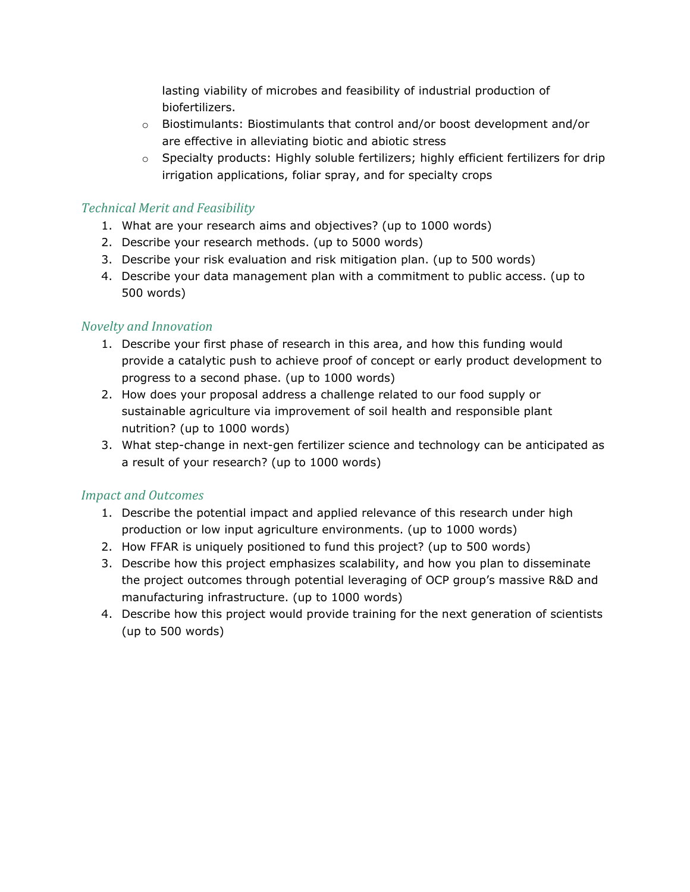lasting viability of microbes and feasibility of industrial production of biofertilizers.

- Biostimulants: Biostimulants that control and/or boost development and/or are effective in alleviating biotic and abiotic stress
- Specialty products: Highly soluble fertilizers; highly efficient fertilizers for drip irrigation applications, foliar spray, and for specialty crops

### *Technical Merit and Feasibility*

1. What are your research aims and objectives? (up to 1000 words)
2. Describe your research methods. (up to 5000 words)
3. Describe your risk evaluation and risk mitigation plan. (up to 500 words)
4. Describe your data management plan with a commitment to public access. (up to 500 words)

### *Novelty and Innovation*

1. Describe your first phase of research in this area, and how this funding would provide a catalytic push to achieve proof of concept or early product development to progress to a second phase. (up to 1000 words)
2. How does your proposal address a challenge related to our food supply or sustainable agriculture via improvement of soil health and responsible plant nutrition? (up to 1000 words)
3. What step-change in next-gen fertilizer science and technology can be anticipated as a result of your research? (up to 1000 words)

### *Impact and Outcomes*

1. Describe the potential impact and applied relevance of this research under high production or low input agriculture environments. (up to 1000 words)
2. How FFAR is uniquely positioned to fund this project? (up to 500 words)
3. Describe how this project emphasizes scalability, and how you plan to disseminate the project outcomes through potential leveraging of OCP group's massive R&D and manufacturing infrastructure. (up to 1000 words)
4. Describe how this project would provide training for the next generation of scientists (up to 500 words)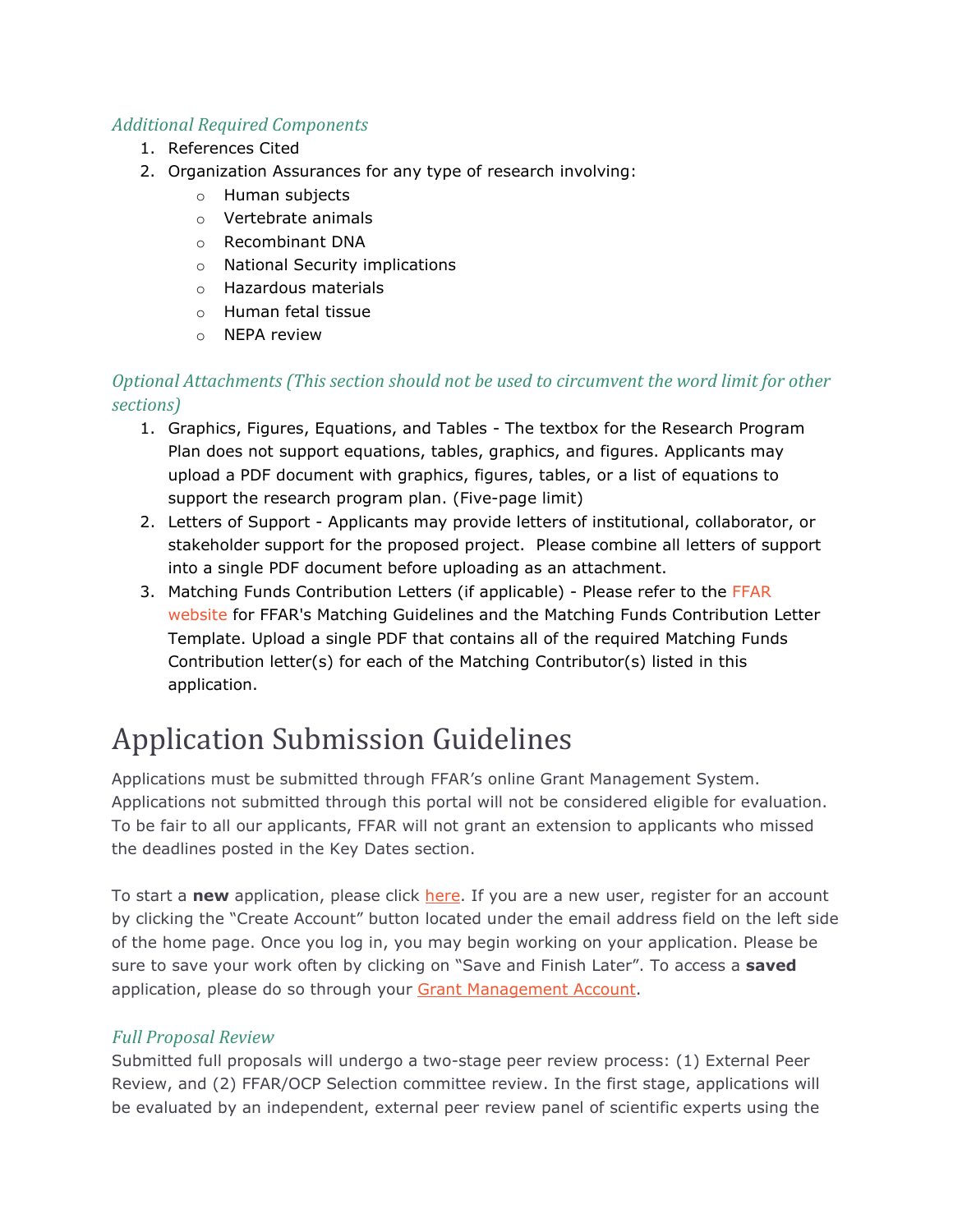### *Additional Required Components*

1. References Cited
2. Organization Assurances for any type of research involving:
    - Human subjects
    - Vertebrate animals
    - Recombinant DNA
    - National Security implications
    - Hazardous materials
    - Human fetal tissue
    - NEPA review

### *Optional Attachments (This section should not be used to circumvent the word limit for other sections)*

1. Graphics, Figures, Equations, and Tables - The textbox for the Research Program Plan does not support equations, tables, graphics, and figures. Applicants may upload a PDF document with graphics, figures, tables, or a list of equations to support the research program plan. (Five-page limit)
2. Letters of Support - Applicants may provide letters of institutional, collaborator, or stakeholder support for the proposed project. Please combine all letters of support into a single PDF document before uploading as an attachment.
3. Matching Funds Contribution Letters (if applicable) - Please refer to the FFAR website for FFAR's Matching Guidelines and the Matching Funds Contribution Letter Template. Upload a single PDF that contains all of the required Matching Funds Contribution letter(s) for each of the Matching Contributor(s) listed in this application.

# Application Submission Guidelines

Applications must be submitted through FFAR's online Grant Management System. Applications not submitted through this portal will not be considered eligible for evaluation. To be fair to all our applicants, FFAR will not grant an extension to applicants who missed the deadlines posted in the Key Dates section.

To start a **new** application, please click here. If you are a new user, register for an account by clicking the "Create Account" button located under the email address field on the left side of the home page. Once you log in, you may begin working on your application. Please be sure to save your work often by clicking on "Save and Finish Later". To access a **saved** application, please do so through your Grant Management Account.

### *Full Proposal Review*

Submitted full proposals will undergo a two-stage peer review process: (1) External Peer Review, and (2) FFAR/OCP Selection committee review. In the first stage, applications will be evaluated by an independent, external peer review panel of scientific experts using the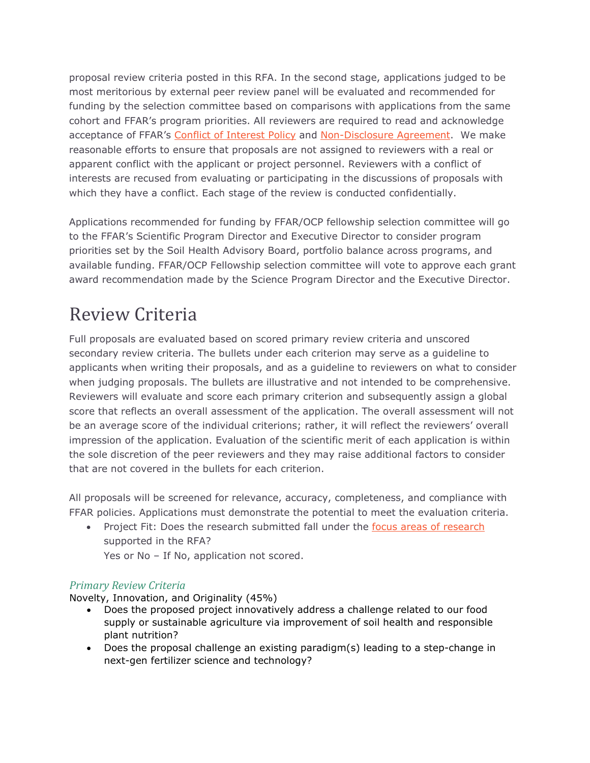proposal review criteria posted in this RFA. In the second stage, applications judged to be most meritorious by external peer review panel will be evaluated and recommended for funding by the selection committee based on comparisons with applications from the same cohort and FFAR's program priorities. All reviewers are required to read and acknowledge acceptance of FFAR's Conflict of Interest Policy and Non-Disclosure Agreement. We make reasonable efforts to ensure that proposals are not assigned to reviewers with a real or apparent conflict with the applicant or project personnel. Reviewers with a conflict of interests are recused from evaluating or participating in the discussions of proposals with which they have a conflict. Each stage of the review is conducted confidentially.

Applications recommended for funding by FFAR/OCP fellowship selection committee will go to the FFAR's Scientific Program Director and Executive Director to consider program priorities set by the Soil Health Advisory Board, portfolio balance across programs, and available funding. FFAR/OCP Fellowship selection committee will vote to approve each grant award recommendation made by the Science Program Director and the Executive Director.

# Review Criteria

Full proposals are evaluated based on scored primary review criteria and unscored secondary review criteria. The bullets under each criterion may serve as a guideline to applicants when writing their proposals, and as a guideline to reviewers on what to consider when judging proposals. The bullets are illustrative and not intended to be comprehensive. Reviewers will evaluate and score each primary criterion and subsequently assign a global score that reflects an overall assessment of the application. The overall assessment will not be an average score of the individual criterions; rather, it will reflect the reviewers' overall impression of the application. Evaluation of the scientific merit of each application is within the sole discretion of the peer reviewers and they may raise additional factors to consider that are not covered in the bullets for each criterion.

All proposals will be screened for relevance, accuracy, completeness, and compliance with FFAR policies. Applications must demonstrate the potential to meet the evaluation criteria.

- Project Fit: Does the research submitted fall under the focus areas of research supported in the RFA?
  Yes or No – If No, application not scored.

### *Primary Review Criteria*

Novelty, Innovation, and Originality (45%)

- Does the proposed project innovatively address a challenge related to our food supply or sustainable agriculture via improvement of soil health and responsible plant nutrition?
- Does the proposal challenge an existing paradigm(s) leading to a step-change in next-gen fertilizer science and technology?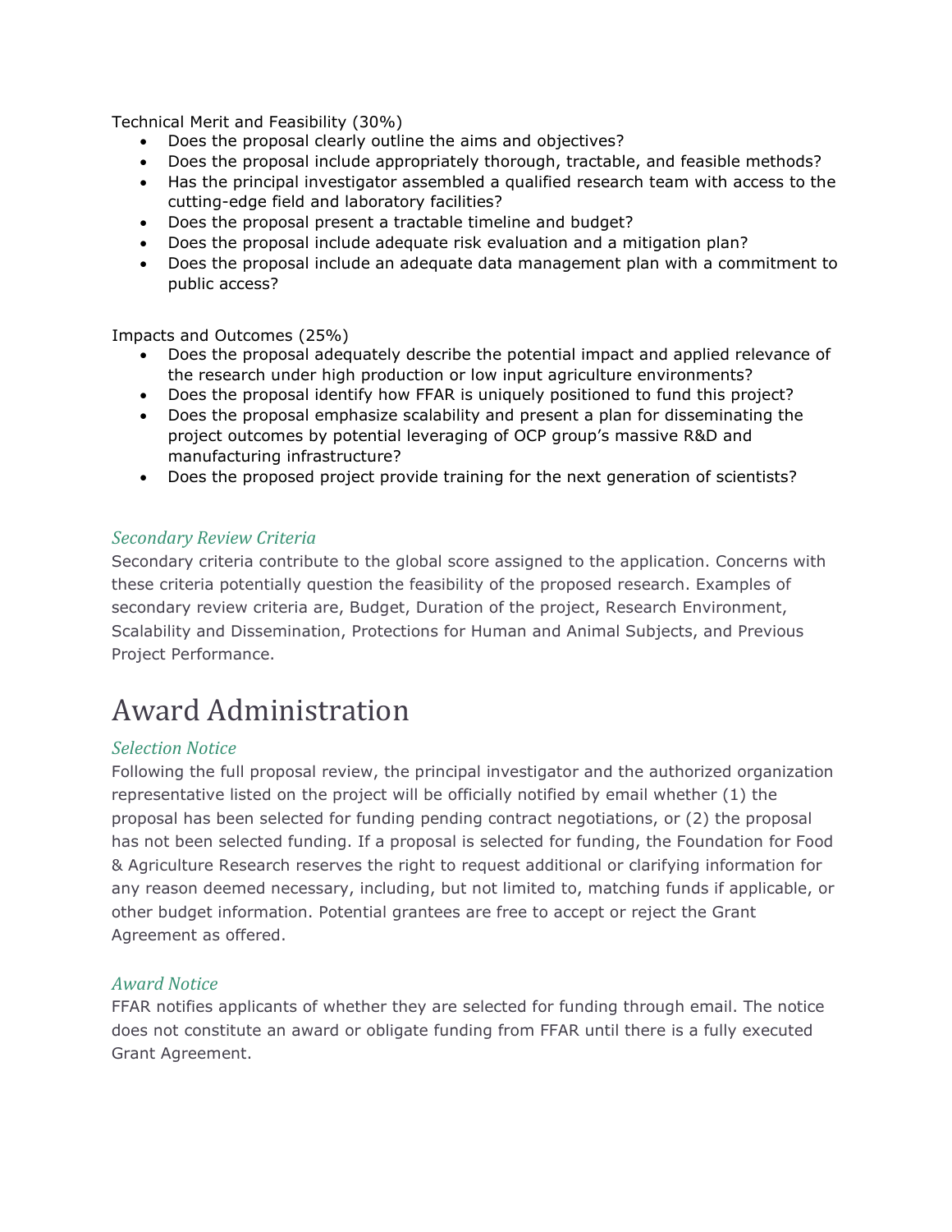Technical Merit and Feasibility (30%)

- Does the proposal clearly outline the aims and objectives?
- Does the proposal include appropriately thorough, tractable, and feasible methods?
- Has the principal investigator assembled a qualified research team with access to the cutting-edge field and laboratory facilities?
- Does the proposal present a tractable timeline and budget?
- Does the proposal include adequate risk evaluation and a mitigation plan?
- Does the proposal include an adequate data management plan with a commitment to public access?

Impacts and Outcomes (25%)

- Does the proposal adequately describe the potential impact and applied relevance of the research under high production or low input agriculture environments?
- Does the proposal identify how FFAR is uniquely positioned to fund this project?
- Does the proposal emphasize scalability and present a plan for disseminating the project outcomes by potential leveraging of OCP group's massive R&D and manufacturing infrastructure?
- Does the proposed project provide training for the next generation of scientists?

### *Secondary Review Criteria*

Secondary criteria contribute to the global score assigned to the application. Concerns with these criteria potentially question the feasibility of the proposed research. Examples of secondary review criteria are, Budget, Duration of the project, Research Environment, Scalability and Dissemination, Protections for Human and Animal Subjects, and Previous Project Performance.

# Award Administration

### *Selection Notice*

Following the full proposal review, the principal investigator and the authorized organization representative listed on the project will be officially notified by email whether (1) the proposal has been selected for funding pending contract negotiations, or (2) the proposal has not been selected funding. If a proposal is selected for funding, the Foundation for Food & Agriculture Research reserves the right to request additional or clarifying information for any reason deemed necessary, including, but not limited to, matching funds if applicable, or other budget information. Potential grantees are free to accept or reject the Grant Agreement as offered.

### *Award Notice*

FFAR notifies applicants of whether they are selected for funding through email. The notice does not constitute an award or obligate funding from FFAR until there is a fully executed Grant Agreement.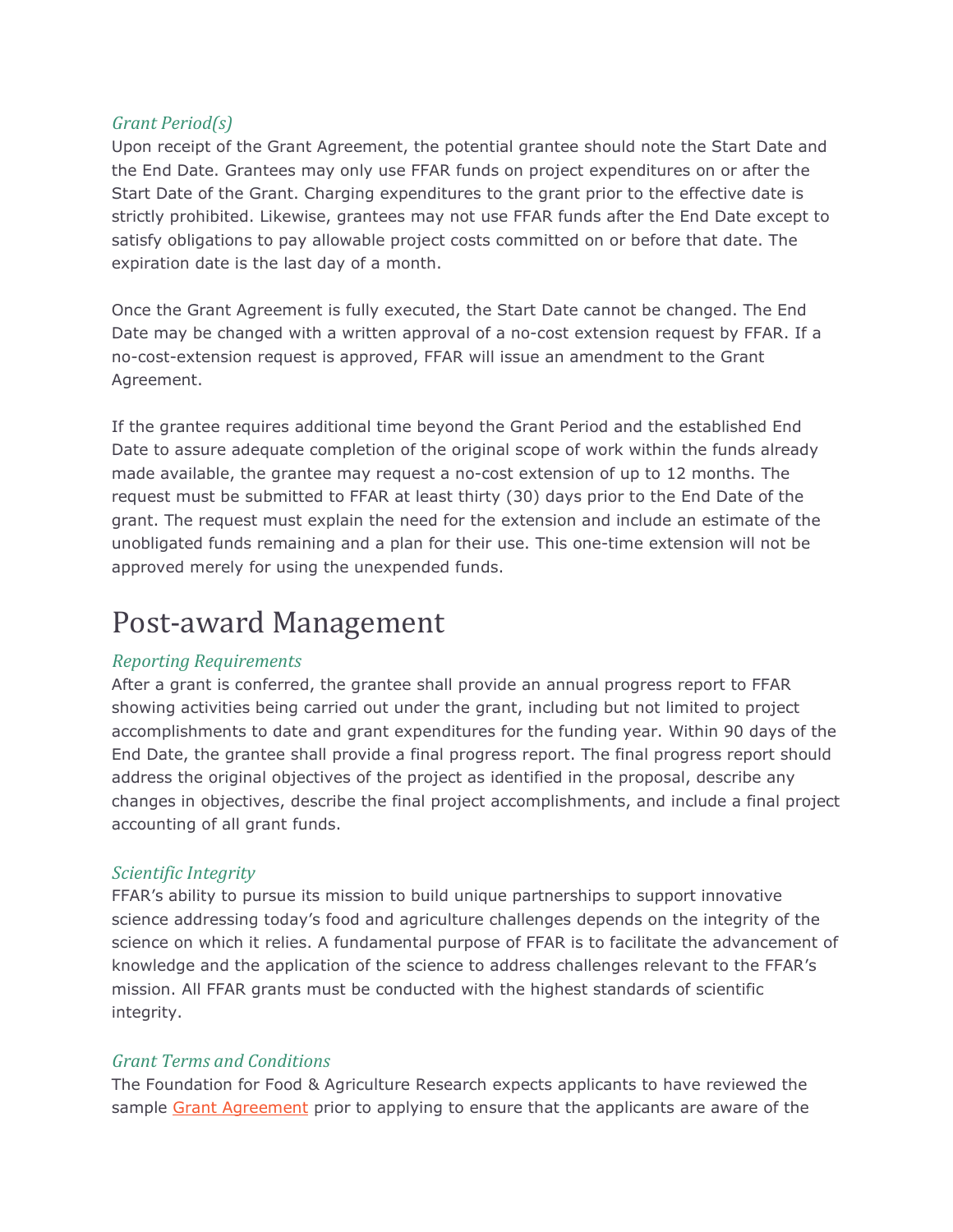### *Grant Period(s)*

Upon receipt of the Grant Agreement, the potential grantee should note the Start Date and the End Date. Grantees may only use FFAR funds on project expenditures on or after the Start Date of the Grant. Charging expenditures to the grant prior to the effective date is strictly prohibited. Likewise, grantees may not use FFAR funds after the End Date except to satisfy obligations to pay allowable project costs committed on or before that date. The expiration date is the last day of a month.

Once the Grant Agreement is fully executed, the Start Date cannot be changed. The End Date may be changed with a written approval of a no-cost extension request by FFAR. If a no-cost-extension request is approved, FFAR will issue an amendment to the Grant Agreement.

If the grantee requires additional time beyond the Grant Period and the established End Date to assure adequate completion of the original scope of work within the funds already made available, the grantee may request a no-cost extension of up to 12 months. The request must be submitted to FFAR at least thirty (30) days prior to the End Date of the grant. The request must explain the need for the extension and include an estimate of the unobligated funds remaining and a plan for their use. This one-time extension will not be approved merely for using the unexpended funds.

## Post-award Management

### *Reporting Requirements*

After a grant is conferred, the grantee shall provide an annual progress report to FFAR showing activities being carried out under the grant, including but not limited to project accomplishments to date and grant expenditures for the funding year. Within 90 days of the End Date, the grantee shall provide a final progress report. The final progress report should address the original objectives of the project as identified in the proposal, describe any changes in objectives, describe the final project accomplishments, and include a final project accounting of all grant funds.

### *Scientific Integrity*

FFAR's ability to pursue its mission to build unique partnerships to support innovative science addressing today's food and agriculture challenges depends on the integrity of the science on which it relies. A fundamental purpose of FFAR is to facilitate the advancement of knowledge and the application of the science to address challenges relevant to the FFAR's mission. All FFAR grants must be conducted with the highest standards of scientific integrity.

### *Grant Terms and Conditions*

The Foundation for Food & Agriculture Research expects applicants to have reviewed the sample Grant Agreement prior to applying to ensure that the applicants are aware of the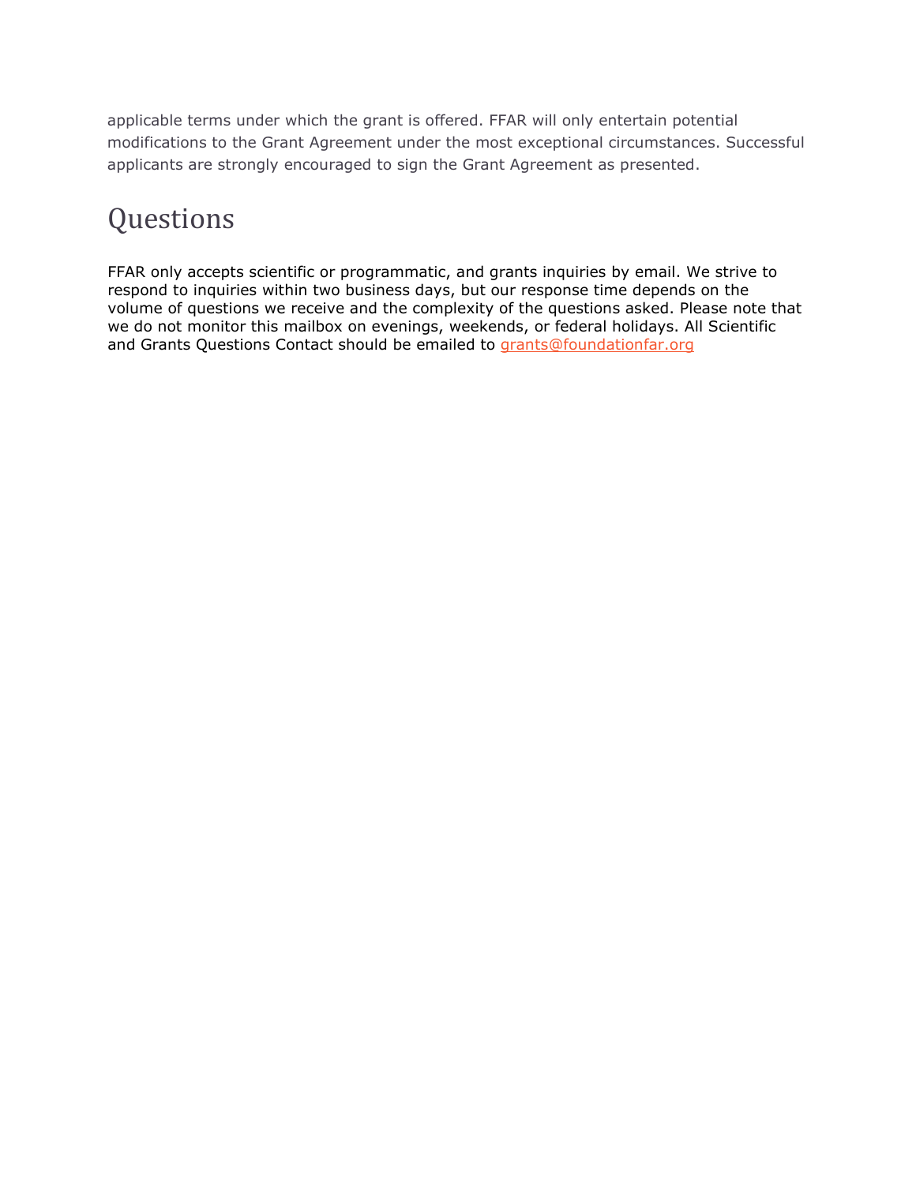applicable terms under which the grant is offered. FFAR will only entertain potential modifications to the Grant Agreement under the most exceptional circumstances. Successful applicants are strongly encouraged to sign the Grant Agreement as presented.

# Questions

FFAR only accepts scientific or programmatic, and grants inquiries by email. We strive to respond to inquiries within two business days, but our response time depends on the volume of questions we receive and the complexity of the questions asked. Please note that we do not monitor this mailbox on evenings, weekends, or federal holidays. All Scientific and Grants Questions Contact should be emailed to grants@foundationfar.org